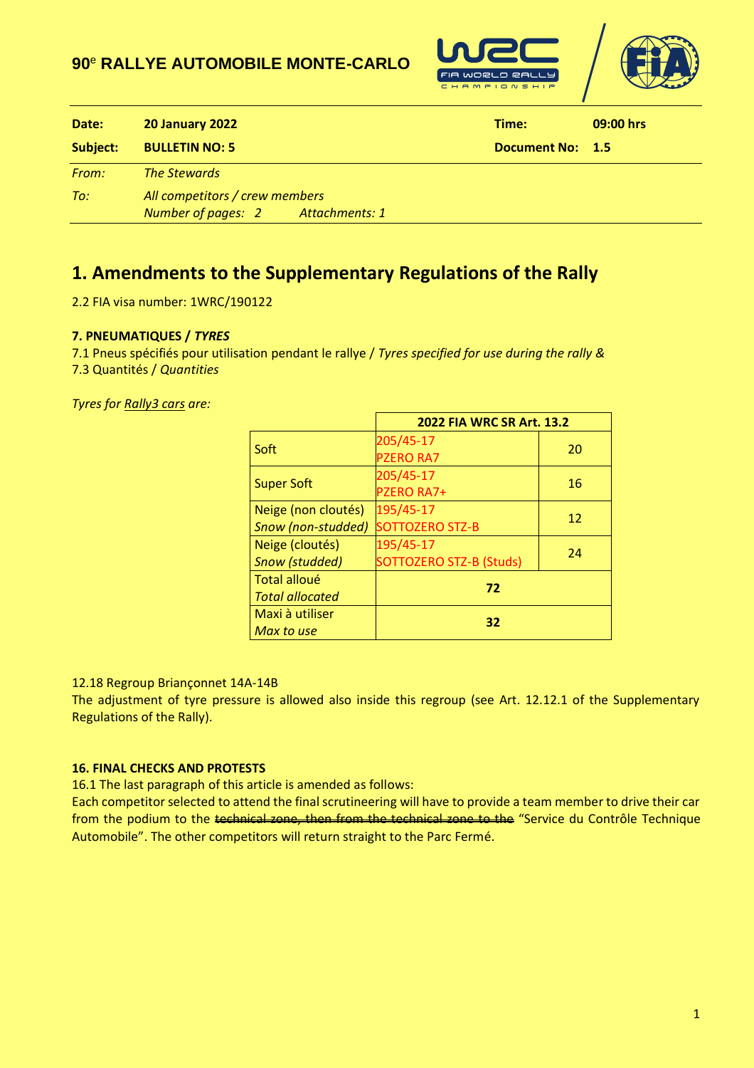**90**e **RALLYE AUTOMOBILE MONTE-CARLO**

| | | | |
|---|---|---|---|
| **Date:** | **20 January 2022** | **Time:** | **09:00 hrs** |
| **Subject:** | **BULLETIN NO: 5** | **Document No:** | **1.5** |
| *From:* | *The Stewards* | | |
| *To:* | *All competitors / crew members* | | |
| | *Number of pages: 2 Attachments: 1* | | |

# 1. Amendments to the Supplementary Regulations of the Rally

2.2 FIA visa number: 1WRC/190122

**7. PNEUMATIQUES / *TYRES***

7.1 Pneus spécifiés pour utilisation pendant le rallye / *Tyres specified for use during the rally &*
7.3 Quantités / *Quantities*

*Tyres for Rally3 cars are:*

| | **2022 FIA WRC SR Art. 13.2** | |
|---|---|---|
| Soft | 205/45-17 PZERO RA7 | 20 |
| Super Soft | 205/45-17 PZERO RA7+ | 16 |
| Neige (non cloutés) *Snow (non-studded)* | 195/45-17 SOTTOZERO STZ-B | 12 |
| Neige (cloutés) *Snow (studded)* | 195/45-17 SOTTOZERO STZ-B (Studs) | 24 |
| Total alloué *Total allocated* | **72** | |
| Maxi à utiliser *Max to use* | **32** | |

12.18 Regroup Briançonnet 14A-14B
The adjustment of tyre pressure is allowed also inside this regroup (see Art. 12.12.1 of the Supplementary Regulations of the Rally).

**16. FINAL CHECKS AND PROTESTS**

16.1 The last paragraph of this article is amended as follows:
Each competitor selected to attend the final scrutineering will have to provide a team member to drive their car from the podium to the ~~technical zone, then from the technical zone to the~~ "Service du Contrôle Technique Automobile". The other competitors will return straight to the Parc Fermé.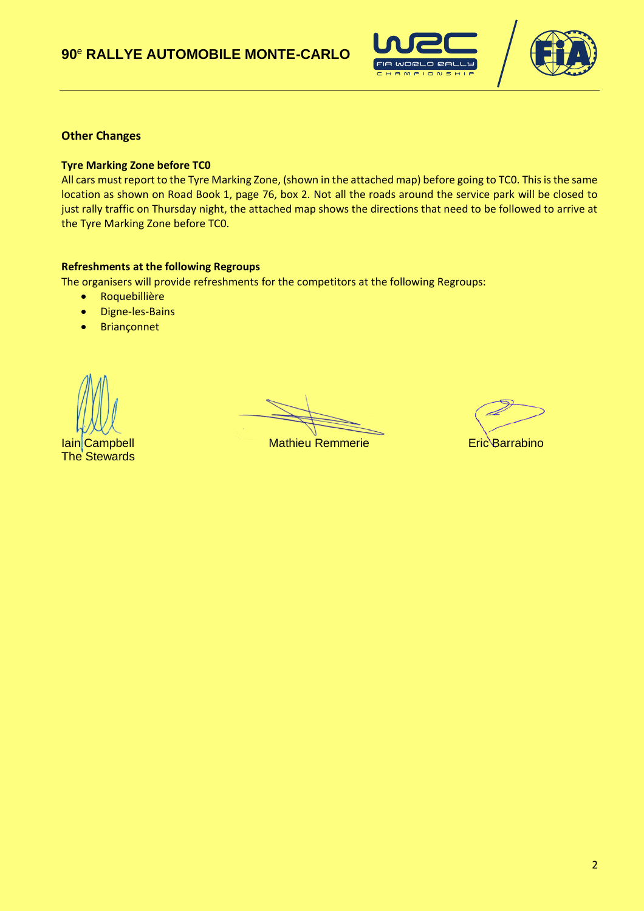## Other Changes

### Tyre Marking Zone before TC0

All cars must report to the Tyre Marking Zone, (shown in the attached map) before going to TC0. This is the same location as shown on Road Book 1, page 76, box 2. Not all the roads around the service park will be closed to just rally traffic on Thursday night, the attached map shows the directions that need to be followed to arrive at the Tyre Marking Zone before TC0.

### Refreshments at the following Regroups

The organisers will provide refreshments for the competitors at the following Regroups:

- Roquebillière
- Digne-les-Bains
- Briançonnet

Iain Campbell    Mathieu Remmerie    Eric Barrabino

The Stewards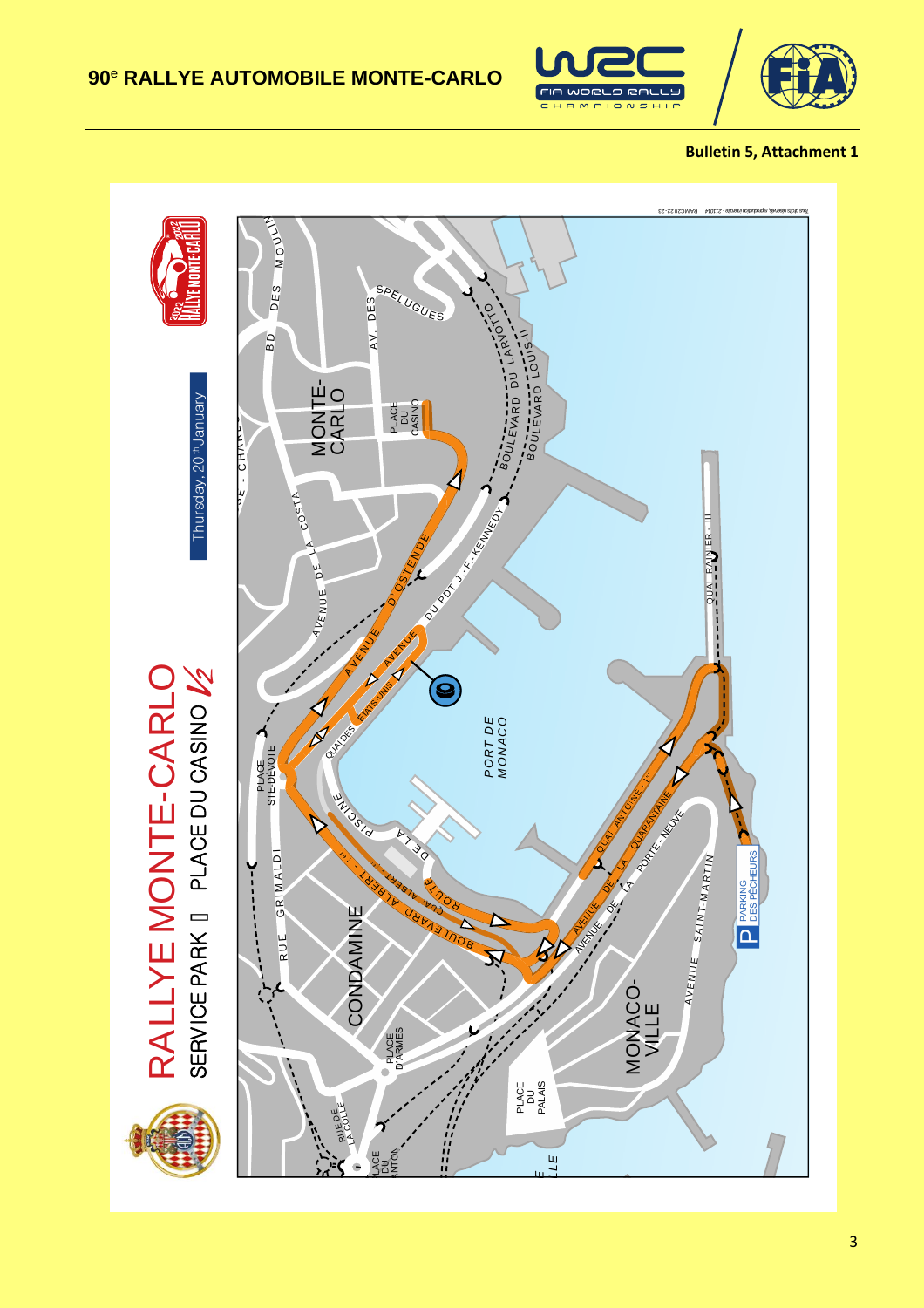90e RALLYE AUTOMOBILE MONTE-CARLO

**Bulletin 5, Attachment 1**

RALLYE MONTE-CARLO

SERVICE PARK  PLACE DU CASINO 1/2

Thursday, 20th January

MONTE-CARLO

PLACE DU CASINO

BD DES MOULINS

AV. DES SPÉLUGUES

BOULEVARD DU LARVOTTO

BOULEVARD LOUIS-II

AVENUE DE LA COSTA

AVENUE D'OSTENDE

AVENUE DU PDT J.-F.-KENNEDY

QUAI DES ÉTATS-UNIS

PLACE STE-DÉVOTE

PORT DE MONACO

PISCINE

ROUTE DE LA PISCINE

QUAI ALBERT-Ier

BOULEVARD ALBERT-Ier

RUE GRIMALDI

CONDAMINE

PLACE D'ARMES

RUE DE LA COLLE

PLACE DU CANTON

PLACE DU PALAIS

MONACO-VILLE

AVENUE DE LA QUARANTAINE

AVENUE DE LA PORTE-NEUVE

QUAI ANTOINE-Ier

QUAI RAINIER-III

AVENUE SAINT-MARTIN

P PARKING DES PÊCHEURS